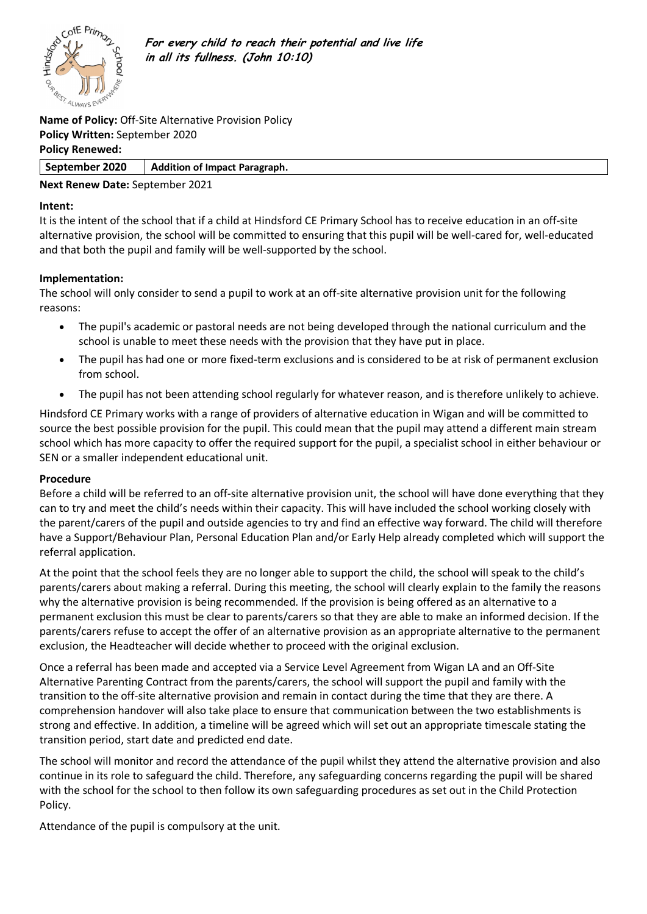***For every child to reach their potential and live life in all its fullness. (John 10:10)***

**Name of Policy:** Off-Site Alternative Provision Policy
**Policy Written:** September 2020
**Policy Renewed:**

| September 2020 | Addition of Impact Paragraph. |
|---|---|

**Next Renew Date:** September 2021

**Intent:**

It is the intent of the school that if a child at Hindsford CE Primary School has to receive education in an off-site alternative provision, the school will be committed to ensuring that this pupil will be well-cared for, well-educated and that both the pupil and family will be well-supported by the school.

**Implementation:**

The school will only consider to send a pupil to work at an off-site alternative provision unit for the following reasons:

- The pupil's academic or pastoral needs are not being developed through the national curriculum and the school is unable to meet these needs with the provision that they have put in place.
- The pupil has had one or more fixed-term exclusions and is considered to be at risk of permanent exclusion from school.
- The pupil has not been attending school regularly for whatever reason, and is therefore unlikely to achieve.

Hindsford CE Primary works with a range of providers of alternative education in Wigan and will be committed to source the best possible provision for the pupil. This could mean that the pupil may attend a different main stream school which has more capacity to offer the required support for the pupil, a specialist school in either behaviour or SEN or a smaller independent educational unit.

**Procedure**

Before a child will be referred to an off-site alternative provision unit, the school will have done everything that they can to try and meet the child's needs within their capacity. This will have included the school working closely with the parent/carers of the pupil and outside agencies to try and find an effective way forward. The child will therefore have a Support/Behaviour Plan, Personal Education Plan and/or Early Help already completed which will support the referral application.

At the point that the school feels they are no longer able to support the child, the school will speak to the child's parents/carers about making a referral. During this meeting, the school will clearly explain to the family the reasons why the alternative provision is being recommended. If the provision is being offered as an alternative to a permanent exclusion this must be clear to parents/carers so that they are able to make an informed decision. If the parents/carers refuse to accept the offer of an alternative provision as an appropriate alternative to the permanent exclusion, the Headteacher will decide whether to proceed with the original exclusion.

Once a referral has been made and accepted via a Service Level Agreement from Wigan LA and an Off-Site Alternative Parenting Contract from the parents/carers, the school will support the pupil and family with the transition to the off-site alternative provision and remain in contact during the time that they are there. A comprehension handover will also take place to ensure that communication between the two establishments is strong and effective. In addition, a timeline will be agreed which will set out an appropriate timescale stating the transition period, start date and predicted end date.

The school will monitor and record the attendance of the pupil whilst they attend the alternative provision and also continue in its role to safeguard the child. Therefore, any safeguarding concerns regarding the pupil will be shared with the school for the school to then follow its own safeguarding procedures as set out in the Child Protection Policy.

Attendance of the pupil is compulsory at the unit.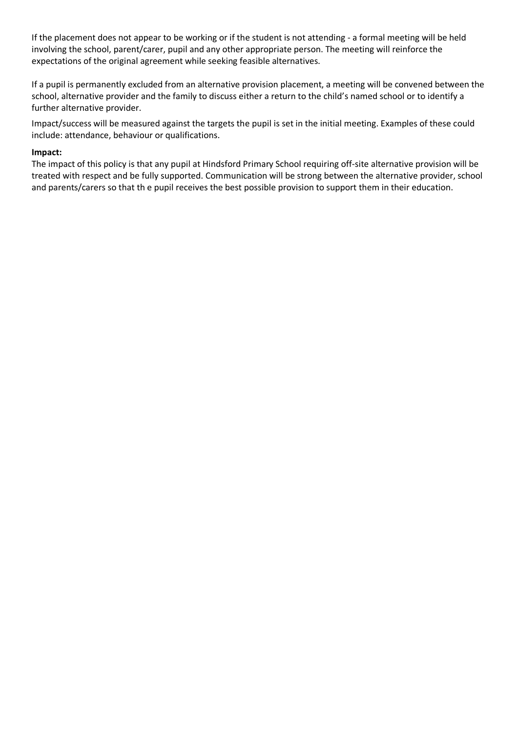If the placement does not appear to be working or if the student is not attending - a formal meeting will be held involving the school, parent/carer, pupil and any other appropriate person. The meeting will reinforce the expectations of the original agreement while seeking feasible alternatives.

If a pupil is permanently excluded from an alternative provision placement, a meeting will be convened between the school, alternative provider and the family to discuss either a return to the child's named school or to identify a further alternative provider.

Impact/success will be measured against the targets the pupil is set in the initial meeting. Examples of these could include: attendance, behaviour or qualifications.

**Impact:**

The impact of this policy is that any pupil at Hindsford Primary School requiring off-site alternative provision will be treated with respect and be fully supported. Communication will be strong between the alternative provider, school and parents/carers so that th e pupil receives the best possible provision to support them in their education.